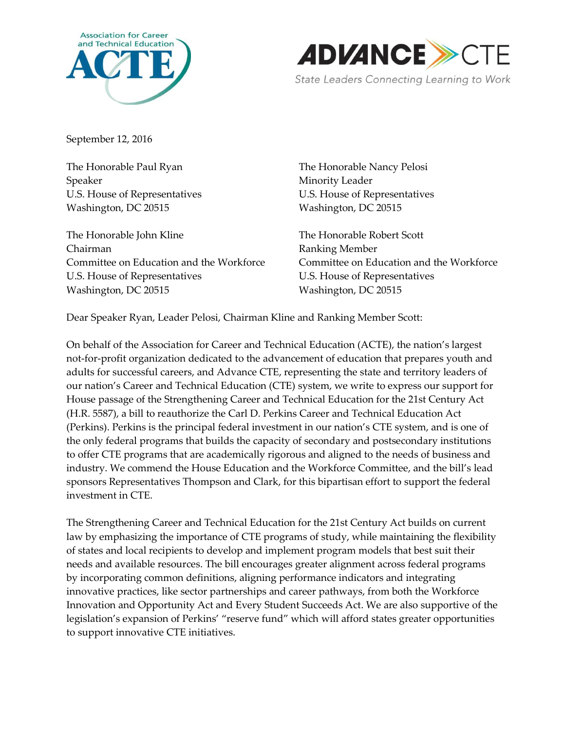Association for Career and Technical Education ACTE

ADVANCE CTE
State Leaders Connecting Learning to Work

September 12, 2016

The Honorable Paul Ryan
Speaker
U.S. House of Representatives
Washington, DC 20515

The Honorable Nancy Pelosi
Minority Leader
U.S. House of Representatives
Washington, DC 20515

The Honorable John Kline
Chairman
Committee on Education and the Workforce
U.S. House of Representatives
Washington, DC 20515

The Honorable Robert Scott
Ranking Member
Committee on Education and the Workforce
U.S. House of Representatives
Washington, DC 20515

Dear Speaker Ryan, Leader Pelosi, Chairman Kline and Ranking Member Scott:

On behalf of the Association for Career and Technical Education (ACTE), the nation's largest not-for-profit organization dedicated to the advancement of education that prepares youth and adults for successful careers, and Advance CTE, representing the state and territory leaders of our nation's Career and Technical Education (CTE) system, we write to express our support for House passage of the Strengthening Career and Technical Education for the 21st Century Act (H.R. 5587), a bill to reauthorize the Carl D. Perkins Career and Technical Education Act (Perkins). Perkins is the principal federal investment in our nation's CTE system, and is one of the only federal programs that builds the capacity of secondary and postsecondary institutions to offer CTE programs that are academically rigorous and aligned to the needs of business and industry. We commend the House Education and the Workforce Committee, and the bill's lead sponsors Representatives Thompson and Clark, for this bipartisan effort to support the federal investment in CTE.

The Strengthening Career and Technical Education for the 21st Century Act builds on current law by emphasizing the importance of CTE programs of study, while maintaining the flexibility of states and local recipients to develop and implement program models that best suit their needs and available resources. The bill encourages greater alignment across federal programs by incorporating common definitions, aligning performance indicators and integrating innovative practices, like sector partnerships and career pathways, from both the Workforce Innovation and Opportunity Act and Every Student Succeeds Act. We are also supportive of the legislation's expansion of Perkins' "reserve fund" which will afford states greater opportunities to support innovative CTE initiatives.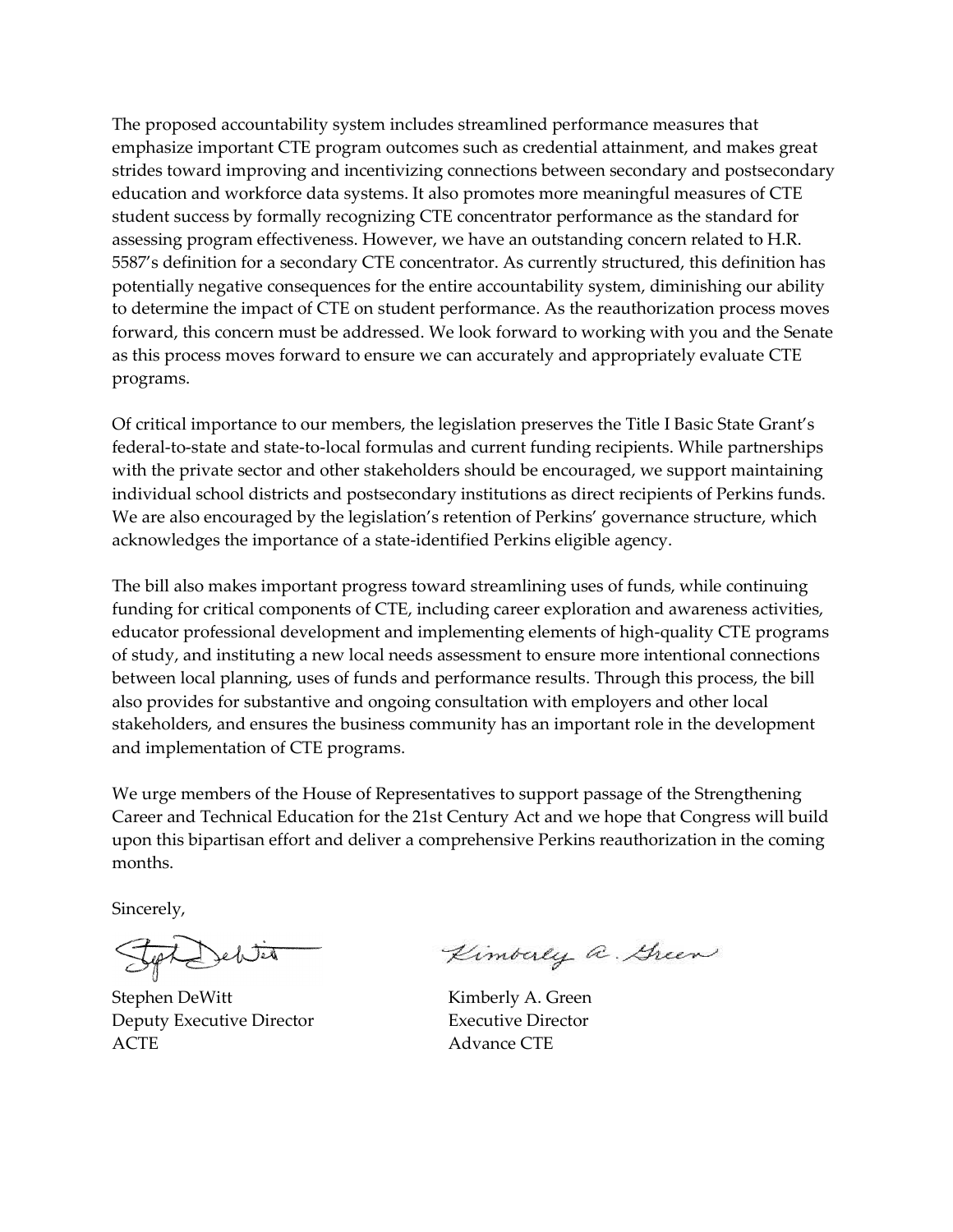The proposed accountability system includes streamlined performance measures that emphasize important CTE program outcomes such as credential attainment, and makes great strides toward improving and incentivizing connections between secondary and postsecondary education and workforce data systems. It also promotes more meaningful measures of CTE student success by formally recognizing CTE concentrator performance as the standard for assessing program effectiveness. However, we have an outstanding concern related to H.R. 5587's definition for a secondary CTE concentrator. As currently structured, this definition has potentially negative consequences for the entire accountability system, diminishing our ability to determine the impact of CTE on student performance. As the reauthorization process moves forward, this concern must be addressed. We look forward to working with you and the Senate as this process moves forward to ensure we can accurately and appropriately evaluate CTE programs.

Of critical importance to our members, the legislation preserves the Title I Basic State Grant's federal-to-state and state-to-local formulas and current funding recipients. While partnerships with the private sector and other stakeholders should be encouraged, we support maintaining individual school districts and postsecondary institutions as direct recipients of Perkins funds. We are also encouraged by the legislation's retention of Perkins' governance structure, which acknowledges the importance of a state-identified Perkins eligible agency.

The bill also makes important progress toward streamlining uses of funds, while continuing funding for critical components of CTE, including career exploration and awareness activities, educator professional development and implementing elements of high-quality CTE programs of study, and instituting a new local needs assessment to ensure more intentional connections between local planning, uses of funds and performance results. Through this process, the bill also provides for substantive and ongoing consultation with employers and other local stakeholders, and ensures the business community has an important role in the development and implementation of CTE programs.

We urge members of the House of Representatives to support passage of the Strengthening Career and Technical Education for the 21st Century Act and we hope that Congress will build upon this bipartisan effort and deliver a comprehensive Perkins reauthorization in the coming months.

Sincerely,

Stephen DeWitt
Deputy Executive Director
ACTE

Kimberly A. Green
Executive Director
Advance CTE